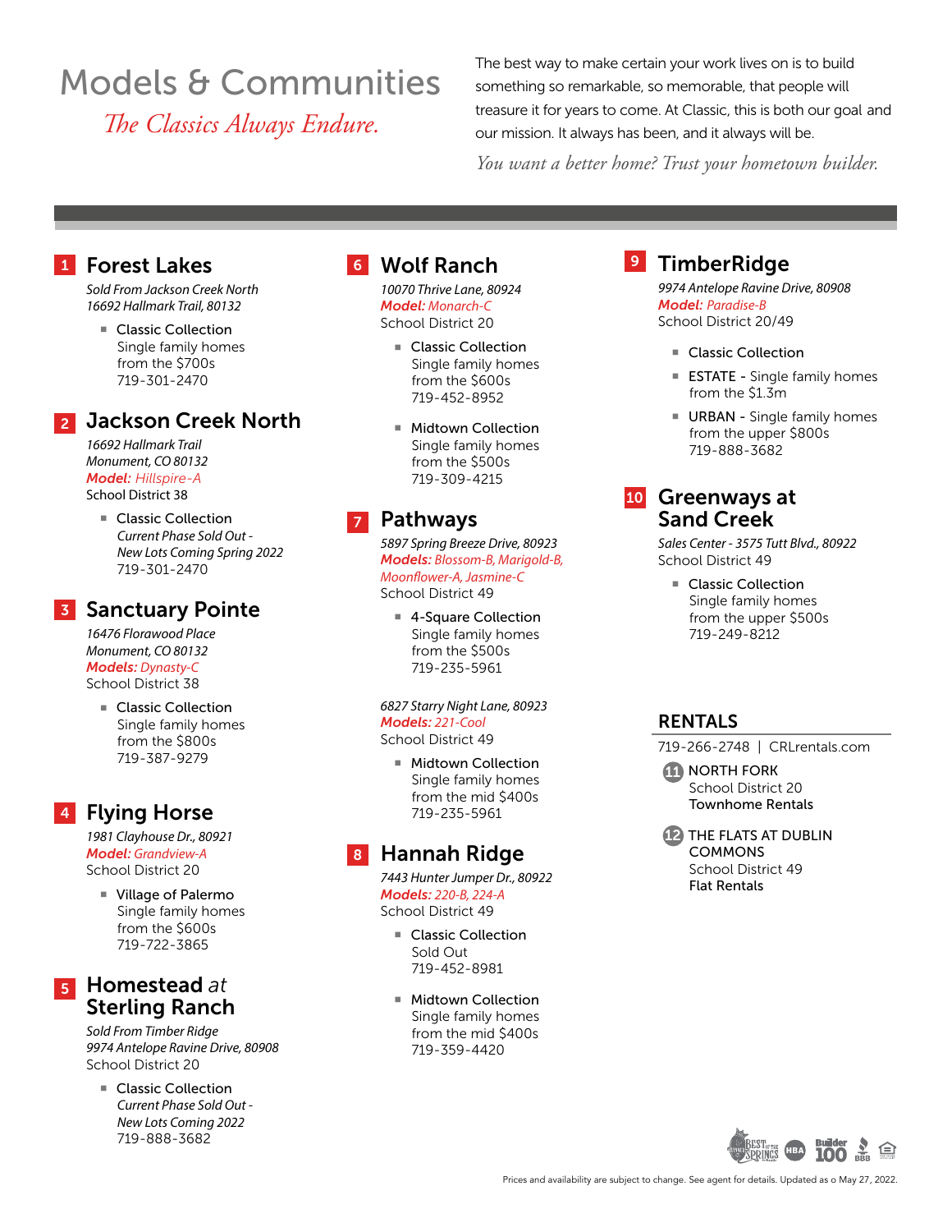# Models & Communities

*The Classics Always Endure.*

The best way to make certain your work lives on is to build something so remarkable, so memorable, that people will treasure it for years to come. At Classic, this is both our goal and our mission. It always has been, and it always will be.

*You want a better home? Trust your hometown builder.*

## 1 Forest Lakes

*Sold From Jackson Creek North*
*16692 Hallmark Trail, 80132*

- Classic Collection
  Single family homes
  from the $700s
  719-301-2470

## 2 Jackson Creek North

*16692 Hallmark Trail*
*Monument, CO 80132*
***Model:*** *Hillspire-A*
School District 38

- Classic Collection
  *Current Phase Sold Out - New Lots Coming Spring 2022*
  719-301-2470

## 3 Sanctuary Pointe

*16476 Florawood Place*
*Monument, CO 80132*
***Models:*** *Dynasty-C*
School District 38

- Classic Collection
  Single family homes
  from the $800s
  719-387-9279

## 4 Flying Horse

*1981 Clayhouse Dr., 80921*
***Model:*** *Grandview-A*
School District 20

- Village of Palermo
  Single family homes
  from the $600s
  719-722-3865

## 5 Homestead *at* Sterling Ranch

*Sold From Timber Ridge*
*9974 Antelope Ravine Drive, 80908*
School District 20

- Classic Collection
  *Current Phase Sold Out - New Lots Coming 2022*
  719-888-3682

## 6 Wolf Ranch

*10070 Thrive Lane, 80924*
***Model:*** *Monarch-C*
School District 20

- Classic Collection
  Single family homes
  from the $600s
  719-452-8952

- Midtown Collection
  Single family homes
  from the $500s
  719-309-4215

## 7 Pathways

*5897 Spring Breeze Drive, 80923*
***Models:*** *Blossom-B, Marigold-B, Moonflower-A, Jasmine-C*
School District 49

- 4-Square Collection
  Single family homes
  from the $500s
  719-235-5961

*6827 Starry Night Lane, 80923*
***Models:*** *221-Cool*
School District 49

- Midtown Collection
  Single family homes
  from the mid $400s
  719-235-5961

## 8 Hannah Ridge

*7443 Hunter Jumper Dr., 80922*
***Models:*** *220-B, 224-A*
School District 49

- Classic Collection
  Sold Out
  719-452-8981

- Midtown Collection
  Single family homes
  from the mid $400s
  719-359-4420

## 9 TimberRidge

*9974 Antelope Ravine Drive, 80908*
***Model:*** *Paradise-B*
School District 20/49

- Classic Collection
- ESTATE - Single family homes from the $1.3m
- URBAN - Single family homes from the upper $800s
  719-888-3682

## 10 Greenways at Sand Creek

*Sales Center - 3575 Tutt Blvd., 80922*
School District 49

- Classic Collection
  Single family homes
  from the upper $500s
  719-249-8212

## RENTALS

719-266-2748 | CRLrentals.com

11 NORTH FORK
School District 20
Townhome Rentals

12 THE FLATS AT DUBLIN COMMONS
School District 49
Flat Rentals

Prices and availability are subject to change. See agent for details. Updated as o May 27, 2022.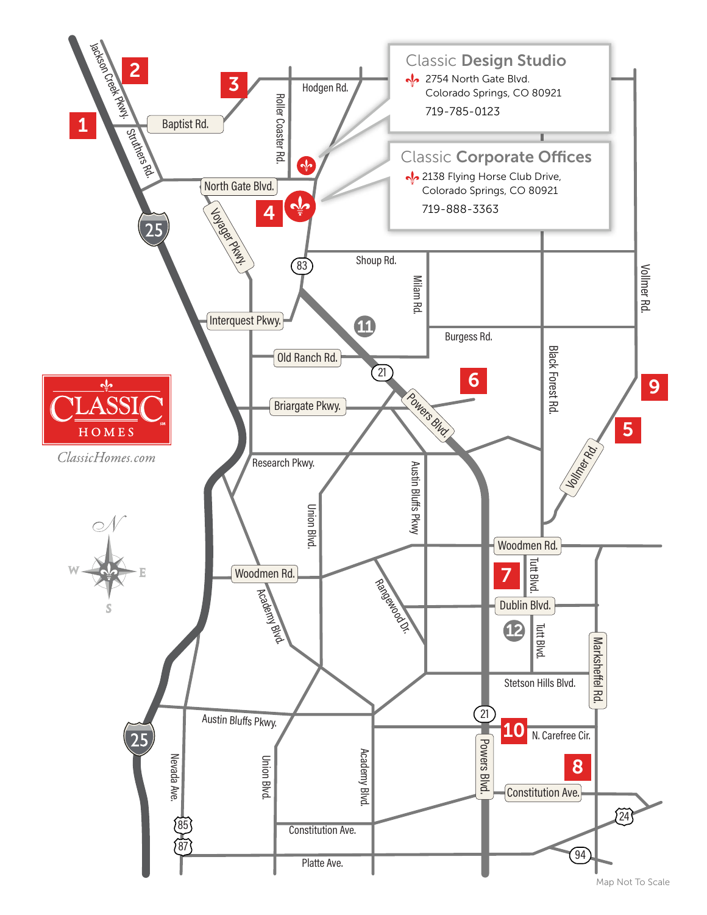## Classic Design Studio

2754 North Gate Blvd.
Colorado Springs, CO 80921
719-785-0123

## Classic Corporate Offices

2138 Flying Horse Club Drive,
Colorado Springs, CO 80921
719-888-3363

CLASSIC HOMES

ClassicHomes.com

Jackson Creek Pkwy.
Baptist Rd.
Struthers Rd.
Hodgen Rd.
Roller Coaster Rd.
North Gate Blvd.
Voyager Pkwy.
Shoup Rd.
Milam Rd.
Vollmer Rd.
Interquest Pkwy.
Old Ranch Rd.
Burgess Rd.
Black Forest Rd.
Briargate Pkwy.
Powers Blvd.
Research Pkwy.
Union Blvd.
Austin Bluffs Pkwy
Woodmen Rd.
Tutt Blvd.
Rangewood Dr.
Academy Blvd.
Dublin Blvd.
Marksheffel Rd.
Stetson Hills Blvd.
Austin Bluffs Pkwy.
N. Carefree Cir.
Nevada Ave.
Constitution Ave.
Platte Ave.

1 2 3 4 5 6 7 8 9 10 11 12

25 83 21 85 87 24 94

N W E S

Map Not To Scale